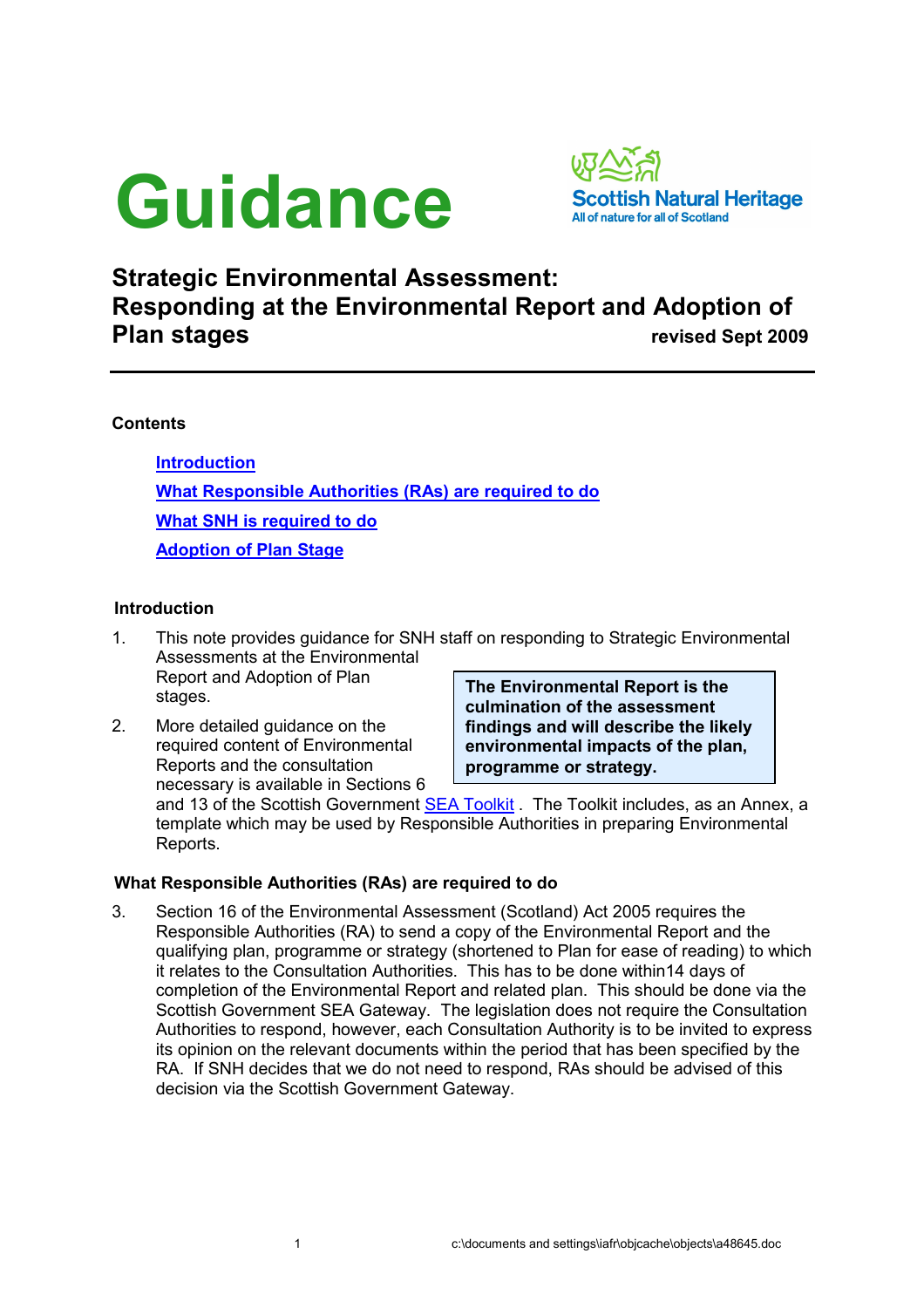# Guidance

Scottish Natural Heritage
All of nature for all of Scotland

## Strategic Environmental Assessment: Responding at the Environmental Report and Adoption of Plan stages

**revised Sept 2009**

---

**Contents**

[Introduction](#introduction)

[What Responsible Authorities (RAs) are required to do](#what-responsible-authorities-ras-are-required-to-do)

[What SNH is required to do](#what-snh-is-required-to-do)

[Adoption of Plan Stage](#adoption-of-plan-stage)

### Introduction

1. This note provides guidance for SNH staff on responding to Strategic Environmental Assessments at the Environmental Report and Adoption of Plan stages.

2. More detailed guidance on the required content of Environmental Reports and the consultation necessary is available in Sections 6 and 13 of the Scottish Government [SEA Toolkit](#) . The Toolkit includes, as an Annex, a template which may be used by Responsible Authorities in preparing Environmental Reports.

> **The Environmental Report is the culmination of the assessment findings and will describe the likely environmental impacts of the plan, programme or strategy.**

### What Responsible Authorities (RAs) are required to do

3. Section 16 of the Environmental Assessment (Scotland) Act 2005 requires the Responsible Authorities (RA) to send a copy of the Environmental Report and the qualifying plan, programme or strategy (shortened to Plan for ease of reading) to which it relates to the Consultation Authorities. This has to be done within14 days of completion of the Environmental Report and related plan. This should be done via the Scottish Government SEA Gateway. The legislation does not require the Consultation Authorities to respond, however, each Consultation Authority is to be invited to express its opinion on the relevant documents within the period that has been specified by the RA. If SNH decides that we do not need to respond, RAs should be advised of this decision via the Scottish Government Gateway.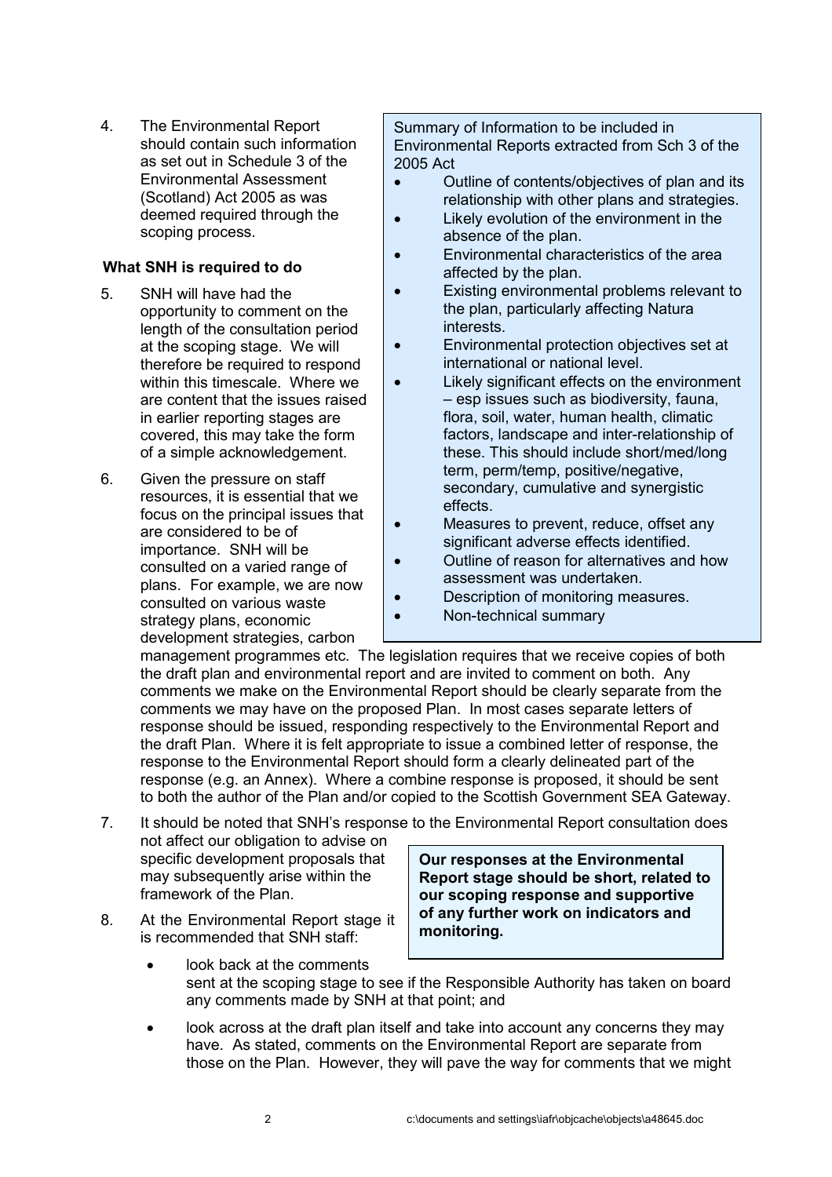4. The Environmental Report should contain such information as set out in Schedule 3 of the Environmental Assessment (Scotland) Act 2005 as was deemed required through the scoping process.

> Summary of Information to be included in Environmental Reports extracted from Sch 3 of the 2005 Act
>
> - Outline of contents/objectives of plan and its relationship with other plans and strategies.
> - Likely evolution of the environment in the absence of the plan.
> - Environmental characteristics of the area affected by the plan.
> - Existing environmental problems relevant to the plan, particularly affecting Natura interests.
> - Environmental protection objectives set at international or national level.
> - Likely significant effects on the environment – esp issues such as biodiversity, fauna, flora, soil, water, human health, climatic factors, landscape and inter-relationship of these. This should include short/med/long term, perm/temp, positive/negative, secondary, cumulative and synergistic effects.
> - Measures to prevent, reduce, offset any significant adverse effects identified.
> - Outline of reason for alternatives and how assessment was undertaken.
> - Description of monitoring measures.
> - Non-technical summary

**What SNH is required to do**

5. SNH will have had the opportunity to comment on the length of the consultation period at the scoping stage. We will therefore be required to respond within this timescale. Where we are content that the issues raised in earlier reporting stages are covered, this may take the form of a simple acknowledgement.

6. Given the pressure on staff resources, it is essential that we focus on the principal issues that are considered to be of importance. SNH will be consulted on a varied range of plans. For example, we are now consulted on various waste strategy plans, economic development strategies, carbon management programmes etc. The legislation requires that we receive copies of both the draft plan and environmental report and are invited to comment on both. Any comments we make on the Environmental Report should be clearly separate from the comments we may have on the proposed Plan. In most cases separate letters of response should be issued, responding respectively to the Environmental Report and the draft Plan. Where it is felt appropriate to issue a combined letter of response, the response to the Environmental Report should form a clearly delineated part of the response (e.g. an Annex). Where a combine response is proposed, it should be sent to both the author of the Plan and/or copied to the Scottish Government SEA Gateway.

7. It should be noted that SNH's response to the Environmental Report consultation does not affect our obligation to advise on specific development proposals that may subsequently arise within the framework of the Plan.

> **Our responses at the Environmental Report stage should be short, related to our scoping response and supportive of any further work on indicators and monitoring.**

8. At the Environmental Report stage it is recommended that SNH staff:

   - look back at the comments sent at the scoping stage to see if the Responsible Authority has taken on board any comments made by SNH at that point; and
   - look across at the draft plan itself and take into account any concerns they may have. As stated, comments on the Environmental Report are separate from those on the Plan. However, they will pave the way for comments that we might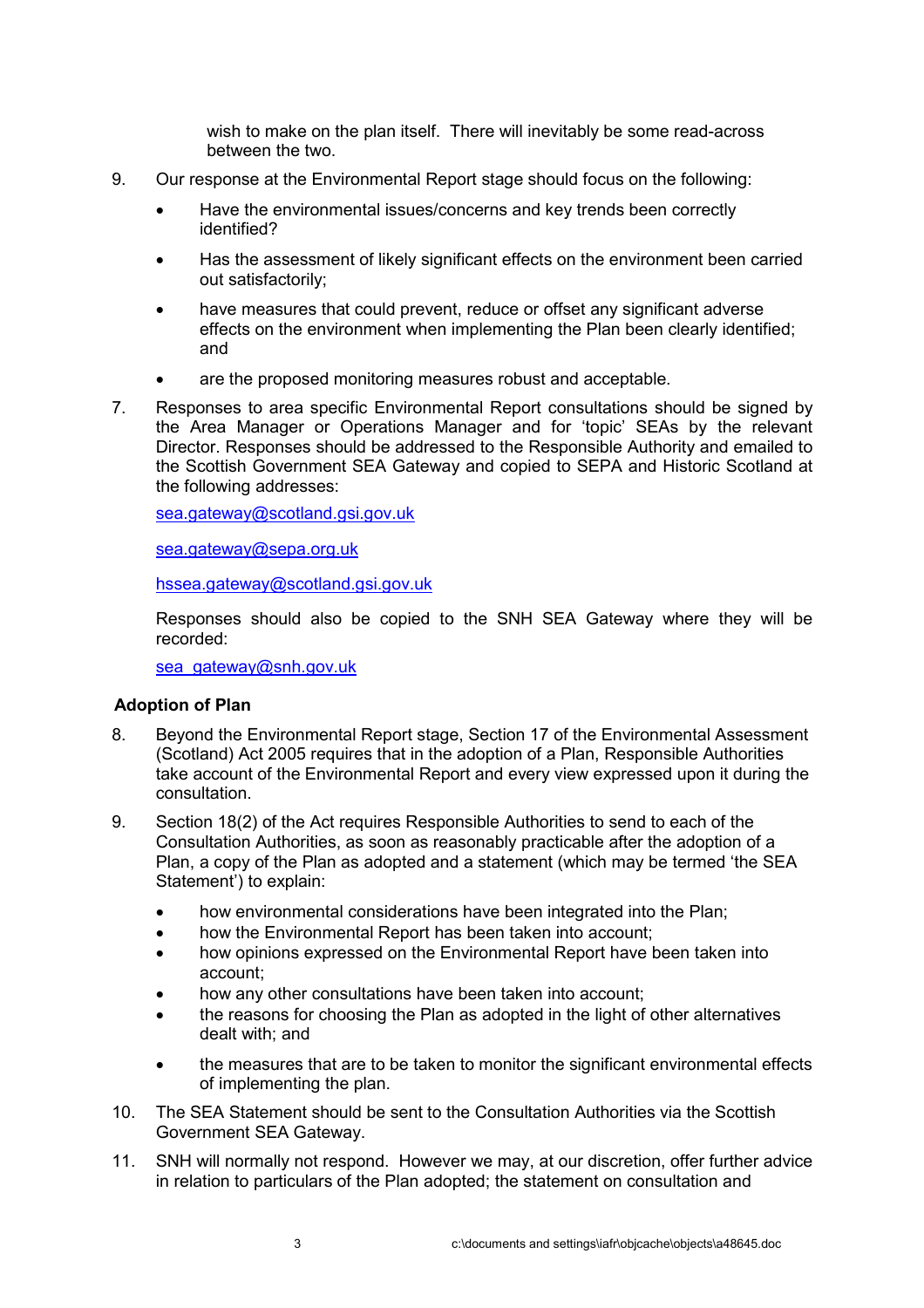wish to make on the plan itself. There will inevitably be some read-across between the two.

9. Our response at the Environmental Report stage should focus on the following:

   - Have the environmental issues/concerns and key trends been correctly identified?
   - Has the assessment of likely significant effects on the environment been carried out satisfactorily;
   - have measures that could prevent, reduce or offset any significant adverse effects on the environment when implementing the Plan been clearly identified; and
   - are the proposed monitoring measures robust and acceptable.

7. Responses to area specific Environmental Report consultations should be signed by the Area Manager or Operations Manager and for 'topic' SEAs by the relevant Director. Responses should be addressed to the Responsible Authority and emailed to the Scottish Government SEA Gateway and copied to SEPA and Historic Scotland at the following addresses:

   sea.gateway@scotland.gsi.gov.uk

   sea.gateway@sepa.org.uk

   hssea.gateway@scotland.gsi.gov.uk

   Responses should also be copied to the SNH SEA Gateway where they will be recorded:

   sea_gateway@snh.gov.uk

### Adoption of Plan

8. Beyond the Environmental Report stage, Section 17 of the Environmental Assessment (Scotland) Act 2005 requires that in the adoption of a Plan, Responsible Authorities take account of the Environmental Report and every view expressed upon it during the consultation.

9. Section 18(2) of the Act requires Responsible Authorities to send to each of the Consultation Authorities, as soon as reasonably practicable after the adoption of a Plan, a copy of the Plan as adopted and a statement (which may be termed 'the SEA Statement') to explain:

   - how environmental considerations have been integrated into the Plan;
   - how the Environmental Report has been taken into account;
   - how opinions expressed on the Environmental Report have been taken into account;
   - how any other consultations have been taken into account;
   - the reasons for choosing the Plan as adopted in the light of other alternatives dealt with; and
   - the measures that are to be taken to monitor the significant environmental effects of implementing the plan.

10. The SEA Statement should be sent to the Consultation Authorities via the Scottish Government SEA Gateway.

11. SNH will normally not respond. However we may, at our discretion, offer further advice in relation to particulars of the Plan adopted; the statement on consultation and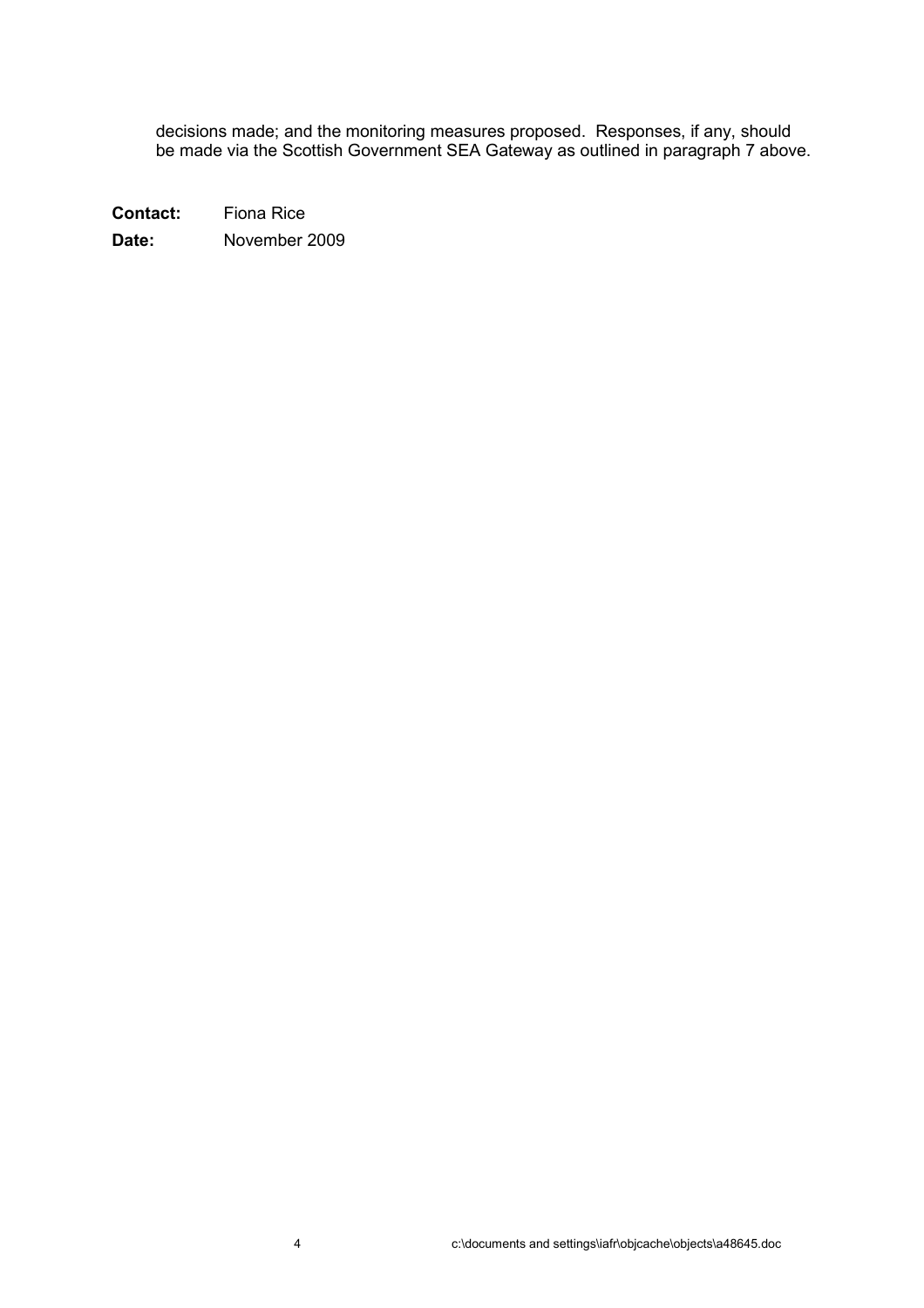decisions made; and the monitoring measures proposed. Responses, if any, should be made via the Scottish Government SEA Gateway as outlined in paragraph 7 above.

**Contact:** Fiona Rice

**Date:** November 2009